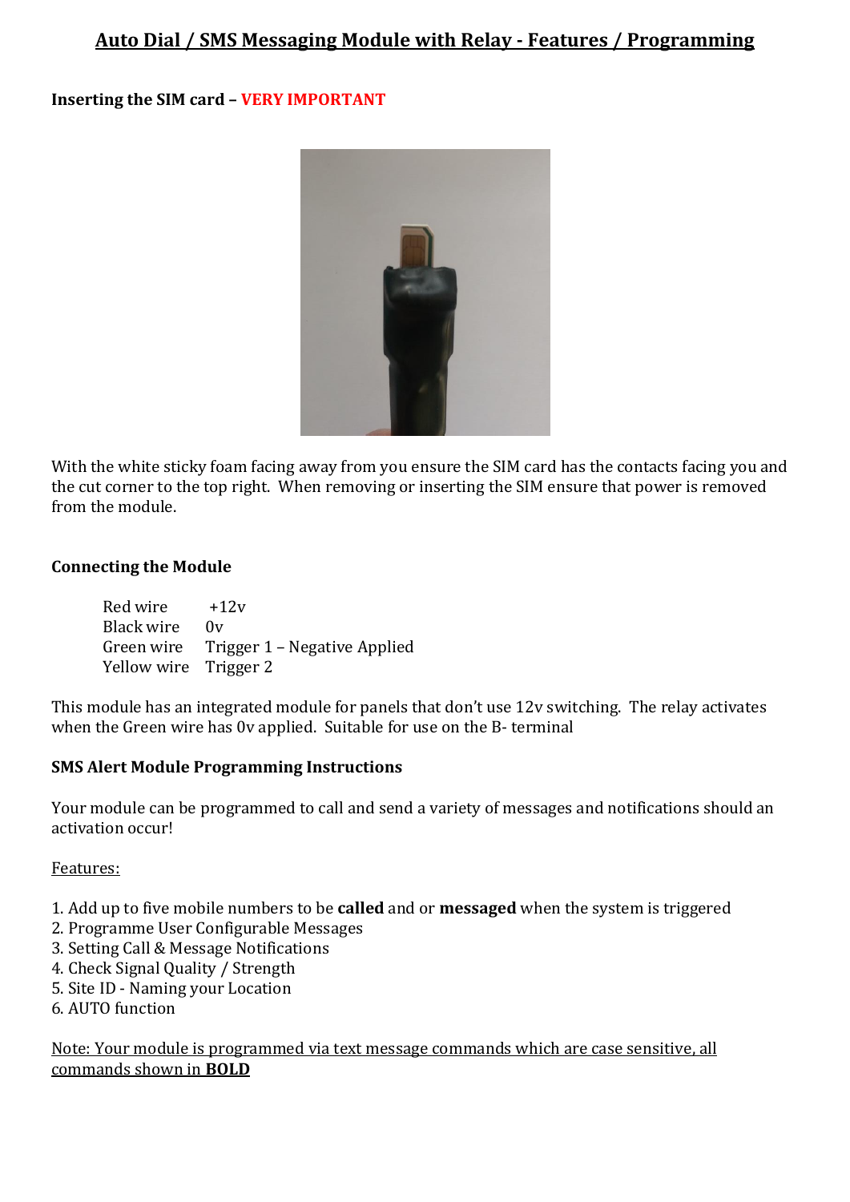# Auto Dial / SMS Messaging Module with Relay - Features / Programming

**Inserting the SIM card – VERY IMPORTANT**

With the white sticky foam facing away from you ensure the SIM card has the contacts facing you and the cut corner to the top right. When removing or inserting the SIM ensure that power is removed from the module.

**Connecting the Module**

| | |
|---|---|
| Red wire | +12v |
| Black wire | 0v |
| Green wire | Trigger 1 – Negative Applied |
| Yellow wire | Trigger 2 |

This module has an integrated module for panels that don't use 12v switching. The relay activates when the Green wire has 0v applied. Suitable for use on the B- terminal

**SMS Alert Module Programming Instructions**

Your module can be programmed to call and send a variety of messages and notifications should an activation occur!

Features:

1. Add up to five mobile numbers to be **called** and or **messaged** when the system is triggered
2. Programme User Configurable Messages
3. Setting Call & Message Notifications
4. Check Signal Quality / Strength
5. Site ID - Naming your Location
6. AUTO function

Note: Your module is programmed via text message commands which are case sensitive, all commands shown in **BOLD**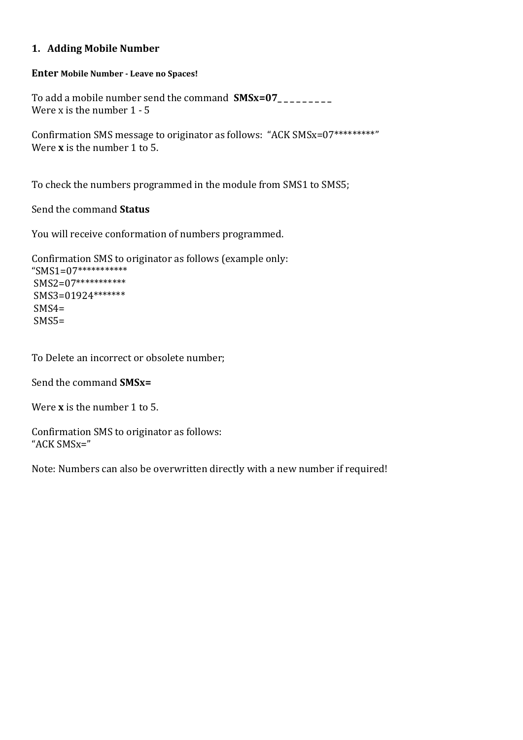## 1. Adding Mobile Number

**Enter Mobile Number - Leave no Spaces!**

To add a mobile number send the command **SMSx=07_ _ _ _ _ _ _ _ _**
Were x is the number 1 - 5

Confirmation SMS message to originator as follows: "ACK SMSx=07*********"
Were **x** is the number 1 to 5.

To check the numbers programmed in the module from SMS1 to SMS5;

Send the command **Status**

You will receive conformation of numbers programmed.

Confirmation SMS to originator as follows (example only:
"SMS1=07***********
SMS2=07***********
SMS3=01924*******
SMS4=
SMS5=

To Delete an incorrect or obsolete number;

Send the command **SMSx=**

Were **x** is the number 1 to 5.

Confirmation SMS to originator as follows:
"ACK SMSx="

Note: Numbers can also be overwritten directly with a new number if required!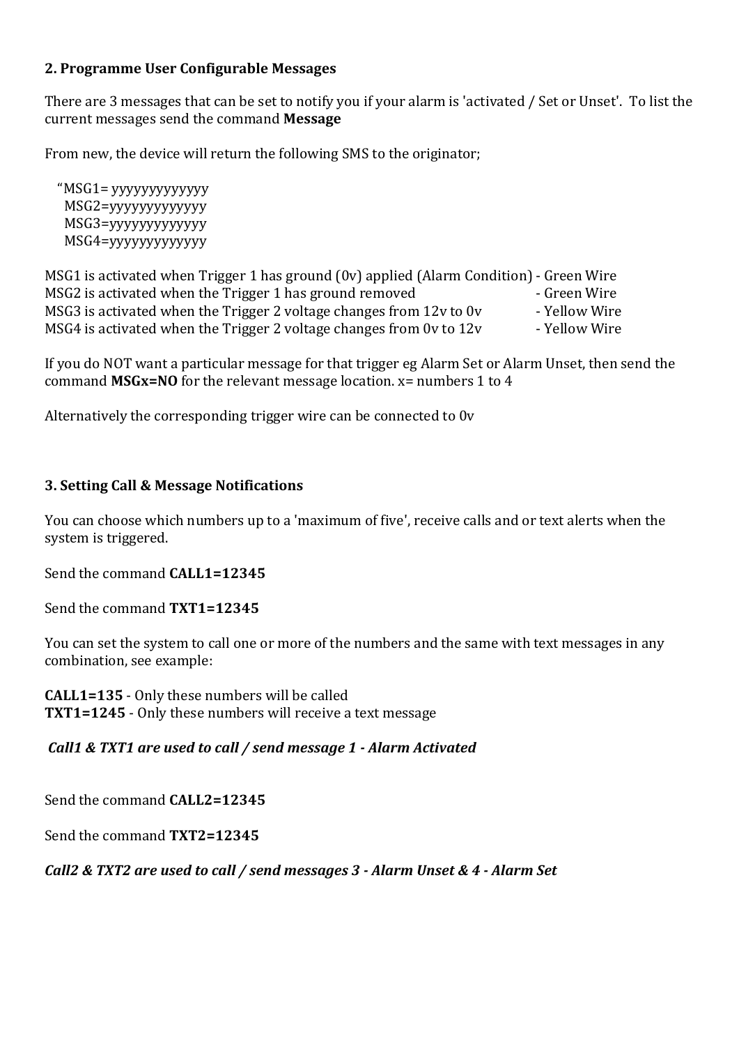## 2. Programme User Configurable Messages

There are 3 messages that can be set to notify you if your alarm is 'activated / Set or Unset'. To list the current messages send the command **Message**

From new, the device will return the following SMS to the originator;

"MSG1= yyyyyyyyyyyyy
MSG2=yyyyyyyyyyyyy
MSG3=yyyyyyyyyyyyy
MSG4=yyyyyyyyyyyyy

MSG1 is activated when Trigger 1 has ground (0v) applied (Alarm Condition) - Green Wire
MSG2 is activated when the Trigger 1 has ground removed - Green Wire
MSG3 is activated when the Trigger 2 voltage changes from 12v to 0v - Yellow Wire
MSG4 is activated when the Trigger 2 voltage changes from 0v to 12v - Yellow Wire

If you do NOT want a particular message for that trigger eg Alarm Set or Alarm Unset, then send the command **MSGx=NO** for the relevant message location. x= numbers 1 to 4

Alternatively the corresponding trigger wire can be connected to 0v

## 3. Setting Call & Message Notifications

You can choose which numbers up to a 'maximum of five', receive calls and or text alerts when the system is triggered.

Send the command **CALL1=12345**

Send the command **TXT1=12345**

You can set the system to call one or more of the numbers and the same with text messages in any combination, see example:

**CALL1=135** - Only these numbers will be called
**TXT1=1245** - Only these numbers will receive a text message

***Call1 & TXT1 are used to call / send message 1 - Alarm Activated***

Send the command **CALL2=12345**

Send the command **TXT2=12345**

***Call2 & TXT2 are used to call / send messages 3 - Alarm Unset & 4 - Alarm Set***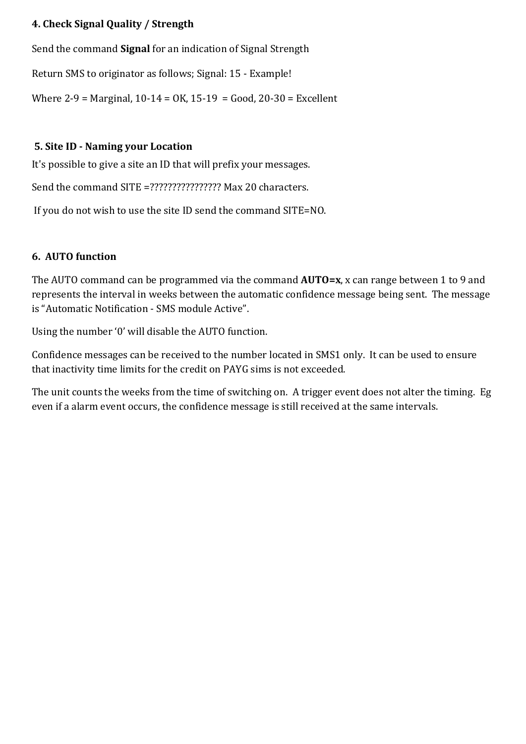### 4. Check Signal Quality / Strength

Send the command **Signal** for an indication of Signal Strength

Return SMS to originator as follows; Signal: 15 - Example!

Where 2-9 = Marginal, 10-14 = OK, 15-19 = Good, 20-30 = Excellent

### 5. Site ID - Naming your Location

It's possible to give a site an ID that will prefix your messages.

Send the command SITE =???????????????? Max 20 characters.

If you do not wish to use the site ID send the command SITE=NO.

### 6. AUTO function

The AUTO command can be programmed via the command **AUTO=x**, x can range between 1 to 9 and represents the interval in weeks between the automatic confidence message being sent. The message is "Automatic Notification - SMS module Active".

Using the number '0' will disable the AUTO function.

Confidence messages can be received to the number located in SMS1 only. It can be used to ensure that inactivity time limits for the credit on PAYG sims is not exceeded.

The unit counts the weeks from the time of switching on. A trigger event does not alter the timing. Eg even if a alarm event occurs, the confidence message is still received at the same intervals.